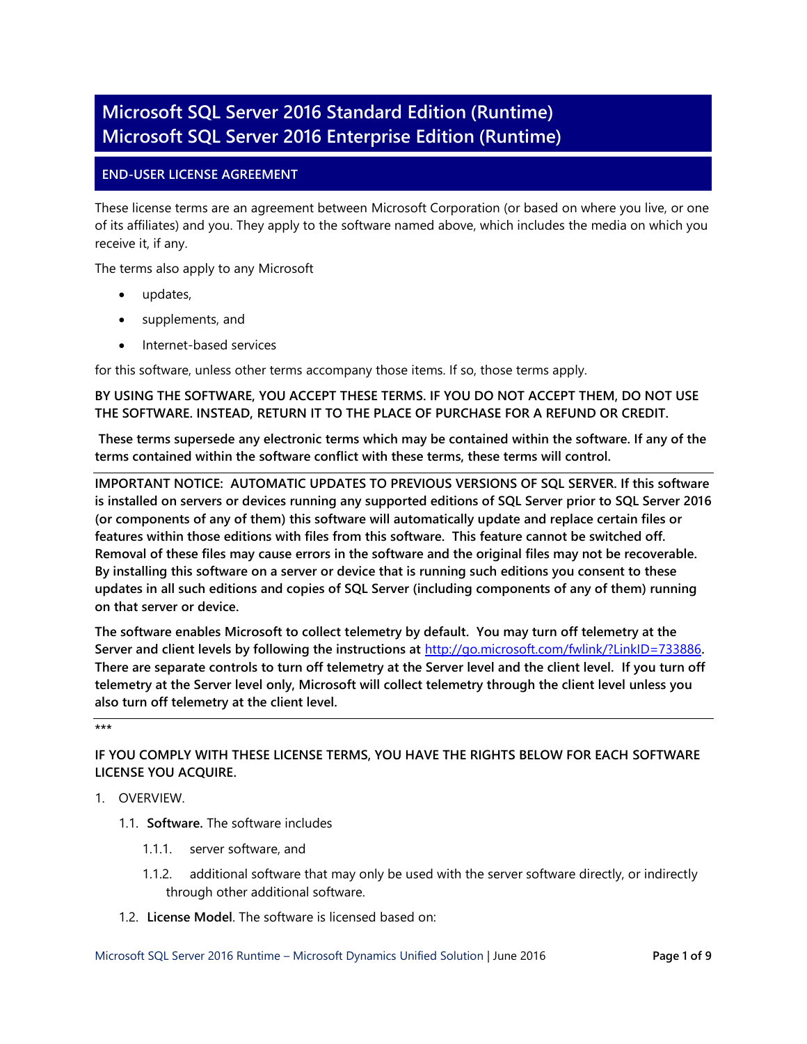# Microsoft SQL Server 2016 Standard Edition (Runtime)
# Microsoft SQL Server 2016 Enterprise Edition (Runtime)

## END-USER LICENSE AGREEMENT

These license terms are an agreement between Microsoft Corporation (or based on where you live, or one of its affiliates) and you. They apply to the software named above, which includes the media on which you receive it, if any.

The terms also apply to any Microsoft

- updates,
- supplements, and
- Internet-based services

for this software, unless other terms accompany those items. If so, those terms apply.

**BY USING THE SOFTWARE, YOU ACCEPT THESE TERMS. IF YOU DO NOT ACCEPT THEM, DO NOT USE THE SOFTWARE. INSTEAD, RETURN IT TO THE PLACE OF PURCHASE FOR A REFUND OR CREDIT.**

**These terms supersede any electronic terms which may be contained within the software. If any of the terms contained within the software conflict with these terms, these terms will control.**

---

**IMPORTANT NOTICE: AUTOMATIC UPDATES TO PREVIOUS VERSIONS OF SQL SERVER. If this software is installed on servers or devices running any supported editions of SQL Server prior to SQL Server 2016 (or components of any of them) this software will automatically update and replace certain files or features within those editions with files from this software. This feature cannot be switched off. Removal of these files may cause errors in the software and the original files may not be recoverable. By installing this software on a server or device that is running such editions you consent to these updates in all such editions and copies of SQL Server (including components of any of them) running on that server or device.**

**The software enables Microsoft to collect telemetry by default. You may turn off telemetry at the Server and client levels by following the instructions at [http://go.microsoft.com/fwlink/?LinkID=733886](http://go.microsoft.com/fwlink/?LinkID=733886). There are separate controls to turn off telemetry at the Server level and the client level. If you turn off telemetry at the Server level only, Microsoft will collect telemetry through the client level unless you also turn off telemetry at the client level.**

---

***

**IF YOU COMPLY WITH THESE LICENSE TERMS, YOU HAVE THE RIGHTS BELOW FOR EACH SOFTWARE LICENSE YOU ACQUIRE.**

1. OVERVIEW.
   - 1.1. **Software.** The software includes
     - 1.1.1. server software, and
     - 1.1.2. additional software that may only be used with the server software directly, or indirectly through other additional software.
   - 1.2. **License Model**. The software is licensed based on: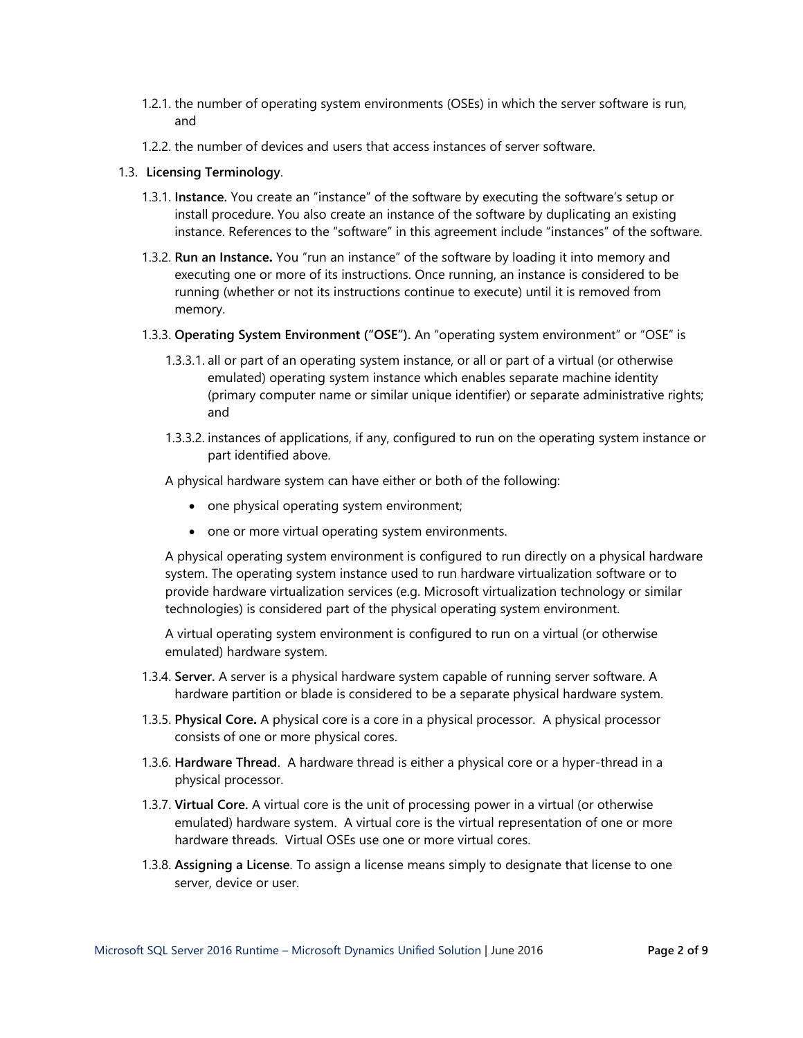1.2.1. the number of operating system environments (OSEs) in which the server software is run, and

1.2.2. the number of devices and users that access instances of server software.

1.3. **Licensing Terminology**.

1.3.1. **Instance.** You create an "instance" of the software by executing the software's setup or install procedure. You also create an instance of the software by duplicating an existing instance. References to the "software" in this agreement include "instances" of the software.

1.3.2. **Run an Instance.** You "run an instance" of the software by loading it into memory and executing one or more of its instructions. Once running, an instance is considered to be running (whether or not its instructions continue to execute) until it is removed from memory.

1.3.3. **Operating System Environment ("OSE").** An "operating system environment" or "OSE" is

1.3.3.1. all or part of an operating system instance, or all or part of a virtual (or otherwise emulated) operating system instance which enables separate machine identity (primary computer name or similar unique identifier) or separate administrative rights; and

1.3.3.2. instances of applications, if any, configured to run on the operating system instance or part identified above.

A physical hardware system can have either or both of the following:

- one physical operating system environment;
- one or more virtual operating system environments.

A physical operating system environment is configured to run directly on a physical hardware system. The operating system instance used to run hardware virtualization software or to provide hardware virtualization services (e.g. Microsoft virtualization technology or similar technologies) is considered part of the physical operating system environment.

A virtual operating system environment is configured to run on a virtual (or otherwise emulated) hardware system.

1.3.4. **Server.** A server is a physical hardware system capable of running server software. A hardware partition or blade is considered to be a separate physical hardware system.

1.3.5. **Physical Core.** A physical core is a core in a physical processor. A physical processor consists of one or more physical cores.

1.3.6. **Hardware Thread**. A hardware thread is either a physical core or a hyper-thread in a physical processor.

1.3.7. **Virtual Core.** A virtual core is the unit of processing power in a virtual (or otherwise emulated) hardware system. A virtual core is the virtual representation of one or more hardware threads. Virtual OSEs use one or more virtual cores.

1.3.8. **Assigning a License**. To assign a license means simply to designate that license to one server, device or user.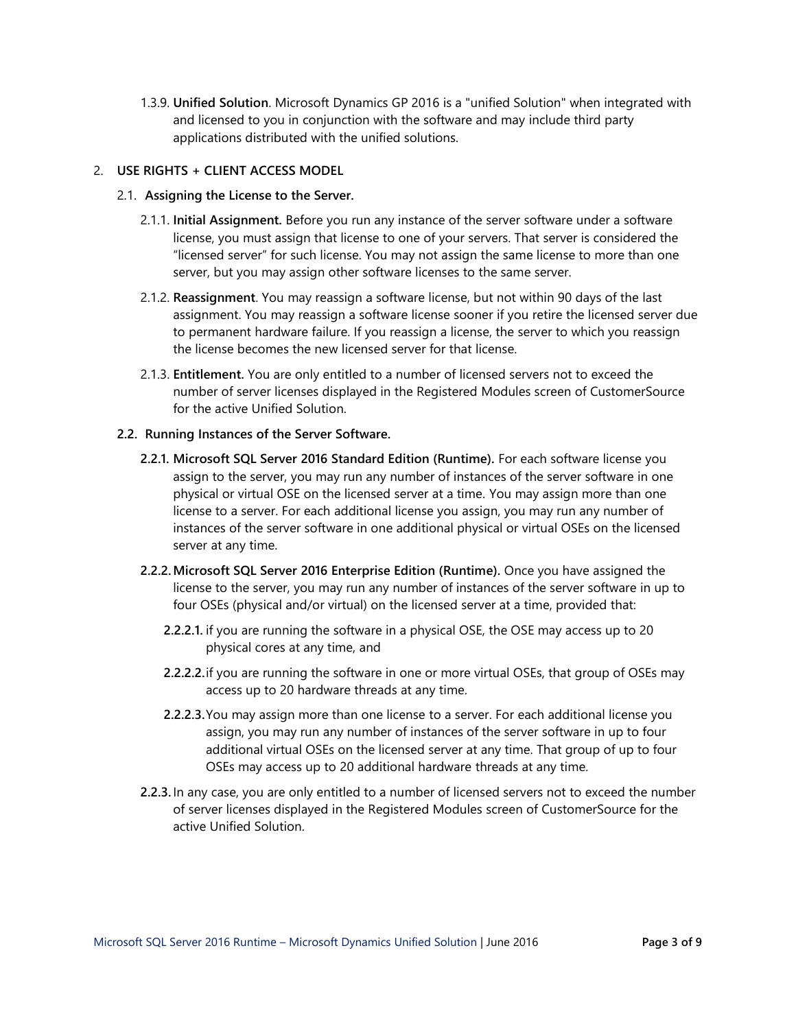1.3.9. **Unified Solution**. Microsoft Dynamics GP 2016 is a "unified Solution" when integrated with and licensed to you in conjunction with the software and may include third party applications distributed with the unified solutions.

2. **USE RIGHTS + CLIENT ACCESS MODEL**

2.1. **Assigning the License to the Server.**

2.1.1. **Initial Assignment.** Before you run any instance of the server software under a software license, you must assign that license to one of your servers. That server is considered the "licensed server" for such license. You may not assign the same license to more than one server, but you may assign other software licenses to the same server.

2.1.2. **Reassignment**. You may reassign a software license, but not within 90 days of the last assignment. You may reassign a software license sooner if you retire the licensed server due to permanent hardware failure. If you reassign a license, the server to which you reassign the license becomes the new licensed server for that license.

2.1.3. **Entitlement.** You are only entitled to a number of licensed servers not to exceed the number of server licenses displayed in the Registered Modules screen of CustomerSource for the active Unified Solution.

**2.2. Running Instances of the Server Software.**

**2.2.1. Microsoft SQL Server 2016 Standard Edition (Runtime).** For each software license you assign to the server, you may run any number of instances of the server software in one physical or virtual OSE on the licensed server at a time. You may assign more than one license to a server. For each additional license you assign, you may run any number of instances of the server software in one additional physical or virtual OSEs on the licensed server at any time.

**2.2.2. Microsoft SQL Server 2016 Enterprise Edition (Runtime).** Once you have assigned the license to the server, you may run any number of instances of the server software in up to four OSEs (physical and/or virtual) on the licensed server at a time, provided that:

**2.2.2.1.** if you are running the software in a physical OSE, the OSE may access up to 20 physical cores at any time, and

**2.2.2.2.** if you are running the software in one or more virtual OSEs, that group of OSEs may access up to 20 hardware threads at any time.

**2.2.2.3.** You may assign more than one license to a server. For each additional license you assign, you may run any number of instances of the server software in up to four additional virtual OSEs on the licensed server at any time. That group of up to four OSEs may access up to 20 additional hardware threads at any time.

**2.2.3.** In any case, you are only entitled to a number of licensed servers not to exceed the number of server licenses displayed in the Registered Modules screen of CustomerSource for the active Unified Solution.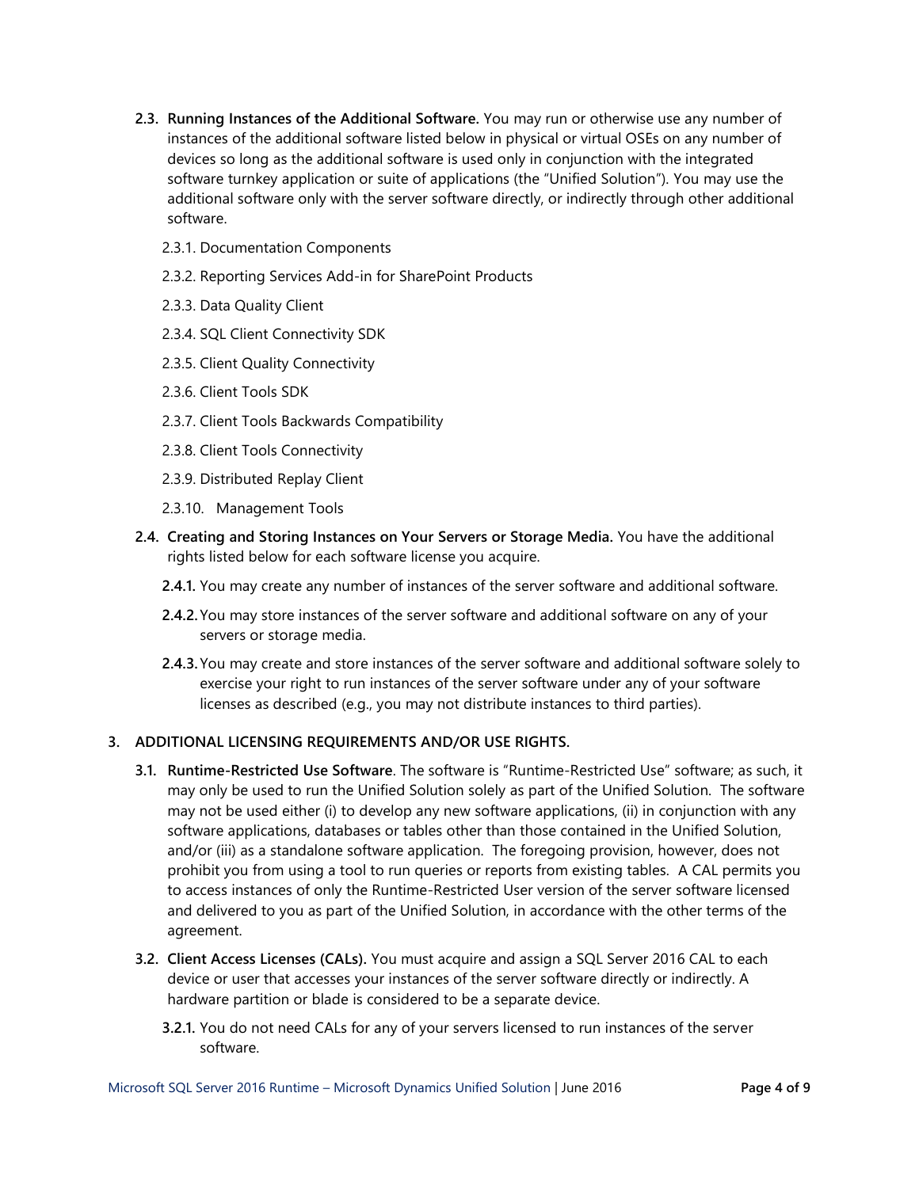**2.3. Running Instances of the Additional Software.** You may run or otherwise use any number of instances of the additional software listed below in physical or virtual OSEs on any number of devices so long as the additional software is used only in conjunction with the integrated software turnkey application or suite of applications (the "Unified Solution"). You may use the additional software only with the server software directly, or indirectly through other additional software.

2.3.1. Documentation Components

2.3.2. Reporting Services Add-in for SharePoint Products

2.3.3. Data Quality Client

2.3.4. SQL Client Connectivity SDK

2.3.5. Client Quality Connectivity

2.3.6. Client Tools SDK

2.3.7. Client Tools Backwards Compatibility

2.3.8. Client Tools Connectivity

2.3.9. Distributed Replay Client

2.3.10. Management Tools

**2.4. Creating and Storing Instances on Your Servers or Storage Media.** You have the additional rights listed below for each software license you acquire.

**2.4.1.** You may create any number of instances of the server software and additional software.

**2.4.2.** You may store instances of the server software and additional software on any of your servers or storage media.

**2.4.3.** You may create and store instances of the server software and additional software solely to exercise your right to run instances of the server software under any of your software licenses as described (e.g., you may not distribute instances to third parties).

## 3. ADDITIONAL LICENSING REQUIREMENTS AND/OR USE RIGHTS.

**3.1. Runtime-Restricted Use Software**. The software is "Runtime-Restricted Use" software; as such, it may only be used to run the Unified Solution solely as part of the Unified Solution. The software may not be used either (i) to develop any new software applications, (ii) in conjunction with any software applications, databases or tables other than those contained in the Unified Solution, and/or (iii) as a standalone software application. The foregoing provision, however, does not prohibit you from using a tool to run queries or reports from existing tables. A CAL permits you to access instances of only the Runtime-Restricted User version of the server software licensed and delivered to you as part of the Unified Solution, in accordance with the other terms of the agreement.

**3.2. Client Access Licenses (CALs).** You must acquire and assign a SQL Server 2016 CAL to each device or user that accesses your instances of the server software directly or indirectly. A hardware partition or blade is considered to be a separate device.

**3.2.1.** You do not need CALs for any of your servers licensed to run instances of the server software.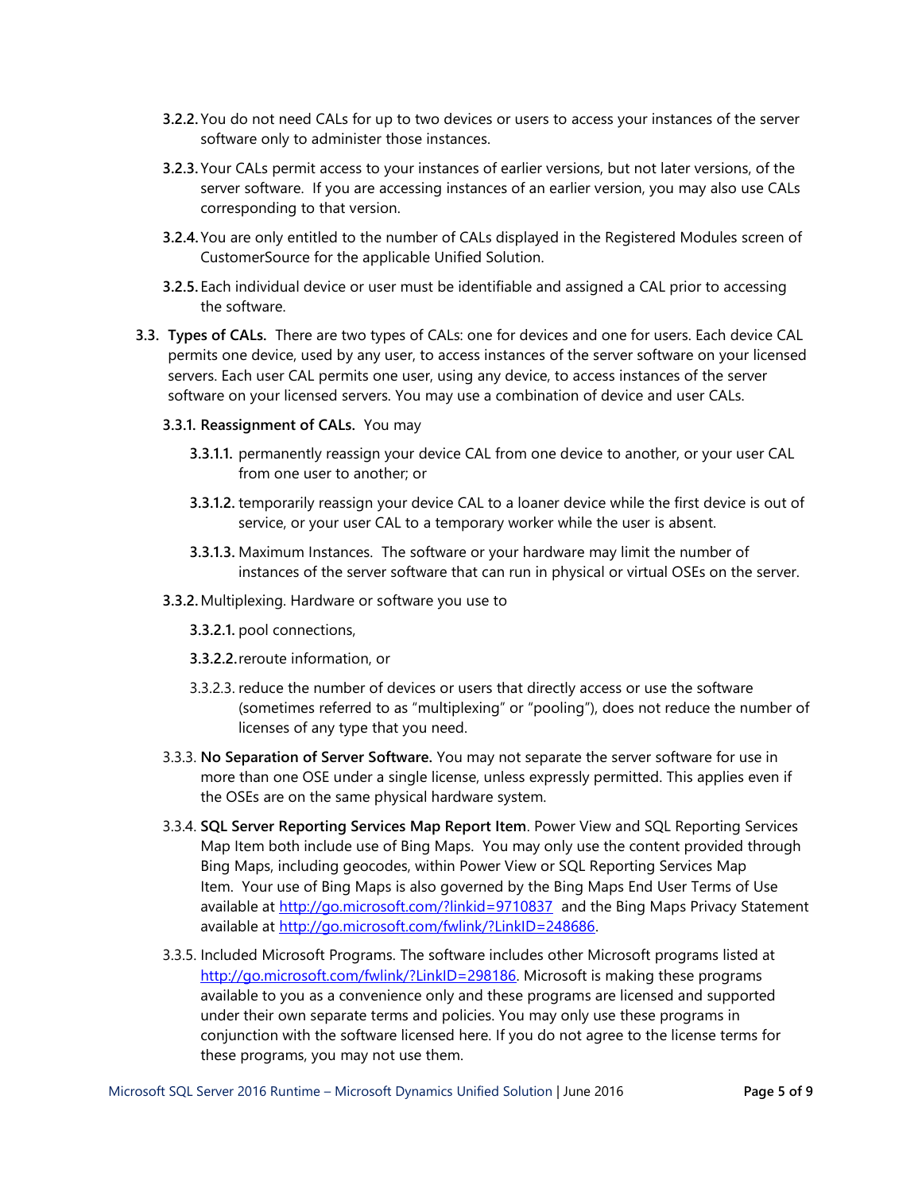**3.2.2.** You do not need CALs for up to two devices or users to access your instances of the server software only to administer those instances.

**3.2.3.** Your CALs permit access to your instances of earlier versions, but not later versions, of the server software. If you are accessing instances of an earlier version, you may also use CALs corresponding to that version.

**3.2.4.** You are only entitled to the number of CALs displayed in the Registered Modules screen of CustomerSource for the applicable Unified Solution.

**3.2.5.** Each individual device or user must be identifiable and assigned a CAL prior to accessing the software.

**3.3. Types of CALs.** There are two types of CALs: one for devices and one for users. Each device CAL permits one device, used by any user, to access instances of the server software on your licensed servers. Each user CAL permits one user, using any device, to access instances of the server software on your licensed servers. You may use a combination of device and user CALs.

**3.3.1. Reassignment of CALs.** You may

**3.3.1.1.** permanently reassign your device CAL from one device to another, or your user CAL from one user to another; or

**3.3.1.2.** temporarily reassign your device CAL to a loaner device while the first device is out of service, or your user CAL to a temporary worker while the user is absent.

**3.3.1.3.** Maximum Instances. The software or your hardware may limit the number of instances of the server software that can run in physical or virtual OSEs on the server.

**3.3.2.** Multiplexing. Hardware or software you use to

**3.3.2.1.** pool connections,

**3.3.2.2.** reroute information, or

3.3.2.3. reduce the number of devices or users that directly access or use the software (sometimes referred to as "multiplexing" or "pooling"), does not reduce the number of licenses of any type that you need.

3.3.3. **No Separation of Server Software.** You may not separate the server software for use in more than one OSE under a single license, unless expressly permitted. This applies even if the OSEs are on the same physical hardware system.

3.3.4. **SQL Server Reporting Services Map Report Item**. Power View and SQL Reporting Services Map Item both include use of Bing Maps. You may only use the content provided through Bing Maps, including geocodes, within Power View or SQL Reporting Services Map Item. Your use of Bing Maps is also governed by the Bing Maps End User Terms of Use available at http://go.microsoft.com/?linkid=9710837 and the Bing Maps Privacy Statement available at http://go.microsoft.com/fwlink/?LinkID=248686.

3.3.5. Included Microsoft Programs. The software includes other Microsoft programs listed at http://go.microsoft.com/fwlink/?LinkID=298186. Microsoft is making these programs available to you as a convenience only and these programs are licensed and supported under their own separate terms and policies. You may only use these programs in conjunction with the software licensed here. If you do not agree to the license terms for these programs, you may not use them.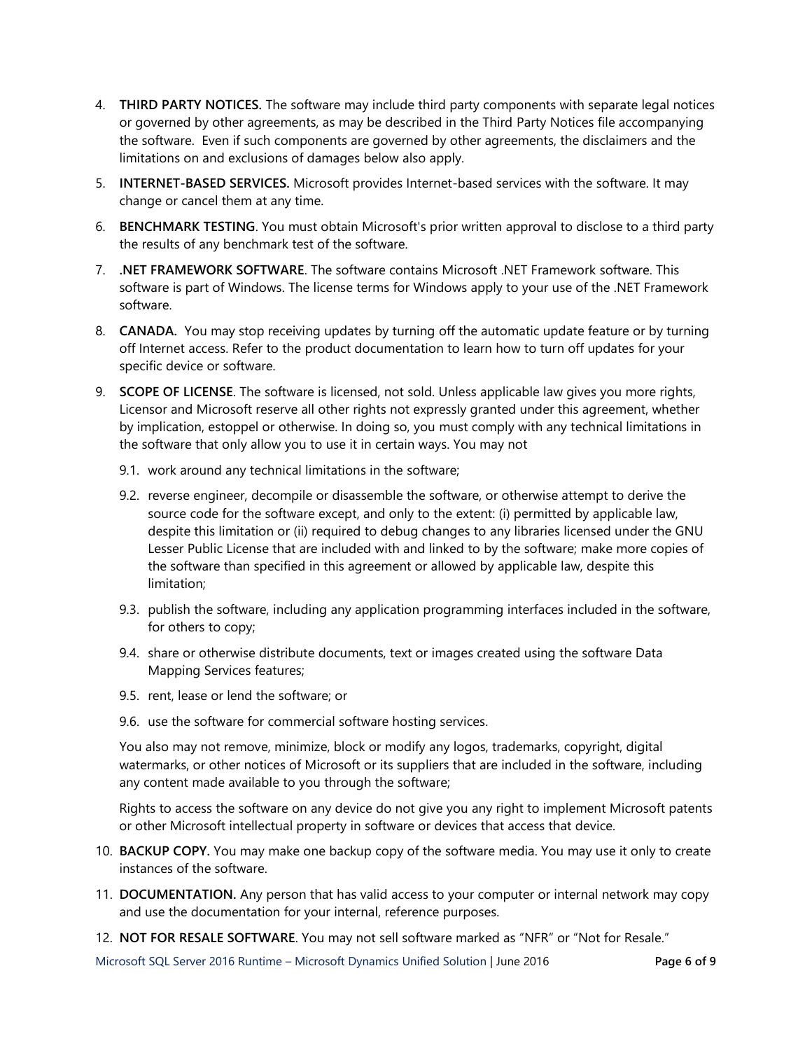4. **THIRD PARTY NOTICES.** The software may include third party components with separate legal notices or governed by other agreements, as may be described in the Third Party Notices file accompanying the software. Even if such components are governed by other agreements, the disclaimers and the limitations on and exclusions of damages below also apply.

5. **INTERNET-BASED SERVICES.** Microsoft provides Internet-based services with the software. It may change or cancel them at any time.

6. **BENCHMARK TESTING**. You must obtain Microsoft's prior written approval to disclose to a third party the results of any benchmark test of the software.

7. **.NET FRAMEWORK SOFTWARE**. The software contains Microsoft .NET Framework software. This software is part of Windows. The license terms for Windows apply to your use of the .NET Framework software.

8. **CANADA.** You may stop receiving updates by turning off the automatic update feature or by turning off Internet access. Refer to the product documentation to learn how to turn off updates for your specific device or software.

9. **SCOPE OF LICENSE**. The software is licensed, not sold. Unless applicable law gives you more rights, Licensor and Microsoft reserve all other rights not expressly granted under this agreement, whether by implication, estoppel or otherwise. In doing so, you must comply with any technical limitations in the software that only allow you to use it in certain ways. You may not

   9.1. work around any technical limitations in the software;

   9.2. reverse engineer, decompile or disassemble the software, or otherwise attempt to derive the source code for the software except, and only to the extent: (i) permitted by applicable law, despite this limitation or (ii) required to debug changes to any libraries licensed under the GNU Lesser Public License that are included with and linked to by the software; make more copies of the software than specified in this agreement or allowed by applicable law, despite this limitation;

   9.3. publish the software, including any application programming interfaces included in the software, for others to copy;

   9.4. share or otherwise distribute documents, text or images created using the software Data Mapping Services features;

   9.5. rent, lease or lend the software; or

   9.6. use the software for commercial software hosting services.

   You also may not remove, minimize, block or modify any logos, trademarks, copyright, digital watermarks, or other notices of Microsoft or its suppliers that are included in the software, including any content made available to you through the software;

   Rights to access the software on any device do not give you any right to implement Microsoft patents or other Microsoft intellectual property in software or devices that access that device.

10. **BACKUP COPY.** You may make one backup copy of the software media. You may use it only to create instances of the software.

11. **DOCUMENTATION.** Any person that has valid access to your computer or internal network may copy and use the documentation for your internal, reference purposes.

12. **NOT FOR RESALE SOFTWARE**. You may not sell software marked as "NFR" or "Not for Resale."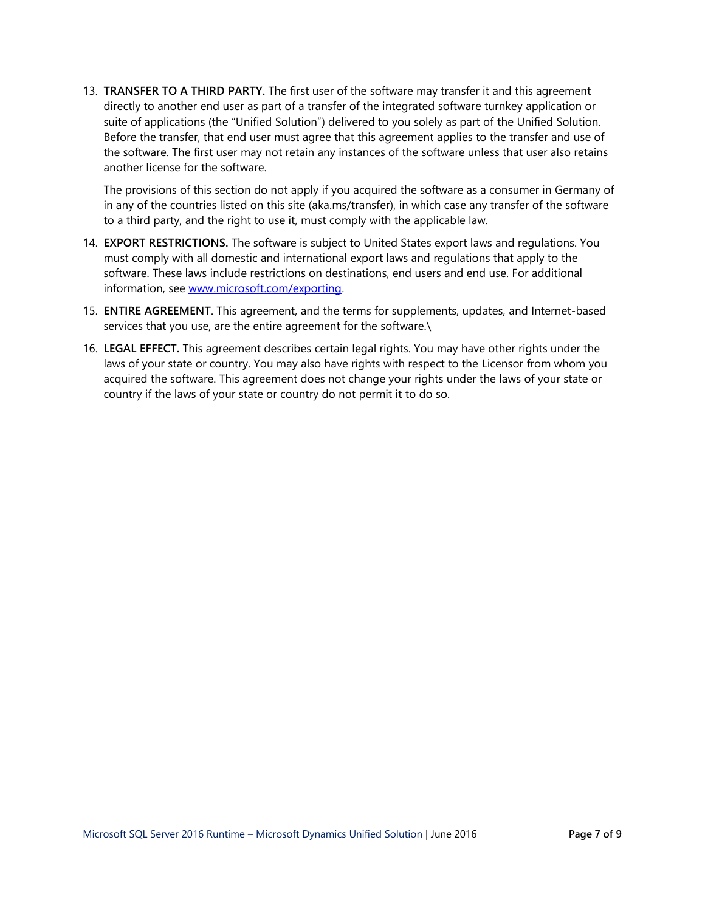13. **TRANSFER TO A THIRD PARTY.** The first user of the software may transfer it and this agreement directly to another end user as part of a transfer of the integrated software turnkey application or suite of applications (the "Unified Solution") delivered to you solely as part of the Unified Solution. Before the transfer, that end user must agree that this agreement applies to the transfer and use of the software. The first user may not retain any instances of the software unless that user also retains another license for the software.

    The provisions of this section do not apply if you acquired the software as a consumer in Germany of in any of the countries listed on this site (aka.ms/transfer), in which case any transfer of the software to a third party, and the right to use it, must comply with the applicable law.

14. **EXPORT RESTRICTIONS.** The software is subject to United States export laws and regulations. You must comply with all domestic and international export laws and regulations that apply to the software. These laws include restrictions on destinations, end users and end use. For additional information, see [www.microsoft.com/exporting](www.microsoft.com/exporting).

15. **ENTIRE AGREEMENT**. This agreement, and the terms for supplements, updates, and Internet-based services that you use, are the entire agreement for the software.\

16. **LEGAL EFFECT.** This agreement describes certain legal rights. You may have other rights under the laws of your state or country. You may also have rights with respect to the Licensor from whom you acquired the software. This agreement does not change your rights under the laws of your state or country if the laws of your state or country do not permit it to do so.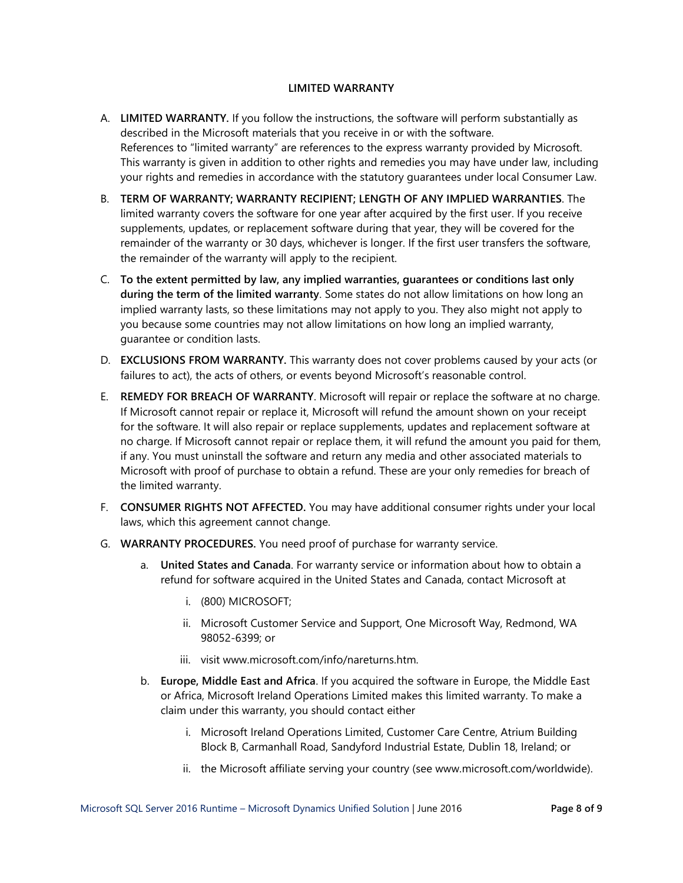**LIMITED WARRANTY**

A. **LIMITED WARRANTY.** If you follow the instructions, the software will perform substantially as described in the Microsoft materials that you receive in or with the software.
References to "limited warranty" are references to the express warranty provided by Microsoft. This warranty is given in addition to other rights and remedies you may have under law, including your rights and remedies in accordance with the statutory guarantees under local Consumer Law.

B. **TERM OF WARRANTY; WARRANTY RECIPIENT; LENGTH OF ANY IMPLIED WARRANTIES**. The limited warranty covers the software for one year after acquired by the first user. If you receive supplements, updates, or replacement software during that year, they will be covered for the remainder of the warranty or 30 days, whichever is longer. If the first user transfers the software, the remainder of the warranty will apply to the recipient.

C. **To the extent permitted by law, any implied warranties, guarantees or conditions last only during the term of the limited warranty**. Some states do not allow limitations on how long an implied warranty lasts, so these limitations may not apply to you. They also might not apply to you because some countries may not allow limitations on how long an implied warranty, guarantee or condition lasts.

D. **EXCLUSIONS FROM WARRANTY.** This warranty does not cover problems caused by your acts (or failures to act), the acts of others, or events beyond Microsoft's reasonable control.

E. **REMEDY FOR BREACH OF WARRANTY**. Microsoft will repair or replace the software at no charge. If Microsoft cannot repair or replace it, Microsoft will refund the amount shown on your receipt for the software. It will also repair or replace supplements, updates and replacement software at no charge. If Microsoft cannot repair or replace them, it will refund the amount you paid for them, if any. You must uninstall the software and return any media and other associated materials to Microsoft with proof of purchase to obtain a refund. These are your only remedies for breach of the limited warranty.

F. **CONSUMER RIGHTS NOT AFFECTED.** You may have additional consumer rights under your local laws, which this agreement cannot change.

G. **WARRANTY PROCEDURES.** You need proof of purchase for warranty service.

   a. **United States and Canada**. For warranty service or information about how to obtain a refund for software acquired in the United States and Canada, contact Microsoft at

      i. (800) MICROSOFT;

      ii. Microsoft Customer Service and Support, One Microsoft Way, Redmond, WA 98052-6399; or

      iii. visit www.microsoft.com/info/nareturns.htm.

   b. **Europe, Middle East and Africa**. If you acquired the software in Europe, the Middle East or Africa, Microsoft Ireland Operations Limited makes this limited warranty. To make a claim under this warranty, you should contact either

      i. Microsoft Ireland Operations Limited, Customer Care Centre, Atrium Building Block B, Carmanhall Road, Sandyford Industrial Estate, Dublin 18, Ireland; or

      ii. the Microsoft affiliate serving your country (see www.microsoft.com/worldwide).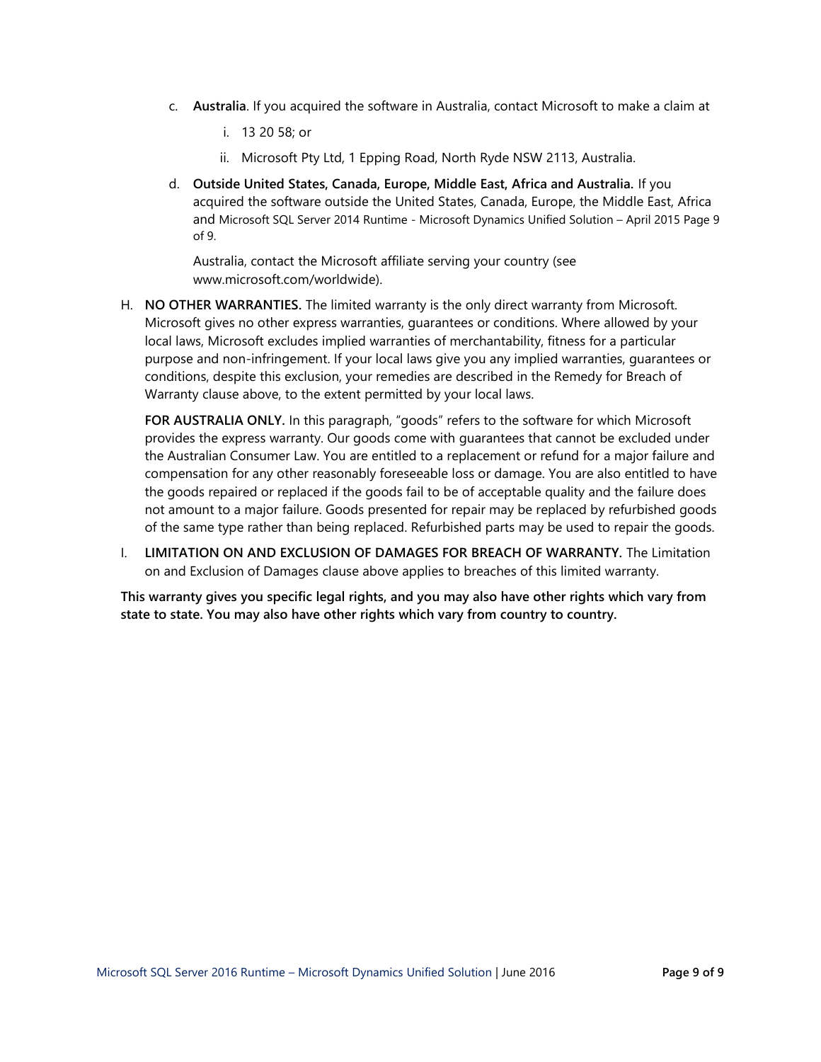c. **Australia**. If you acquired the software in Australia, contact Microsoft to make a claim at

   i. 13 20 58; or

   ii. Microsoft Pty Ltd, 1 Epping Road, North Ryde NSW 2113, Australia.

d. **Outside United States, Canada, Europe, Middle East, Africa and Australia.** If you acquired the software outside the United States, Canada, Europe, the Middle East, Africa and Microsoft SQL Server 2014 Runtime - Microsoft Dynamics Unified Solution – April 2015 Page 9 of 9.

   Australia, contact the Microsoft affiliate serving your country (see www.microsoft.com/worldwide).

H. **NO OTHER WARRANTIES.** The limited warranty is the only direct warranty from Microsoft. Microsoft gives no other express warranties, guarantees or conditions. Where allowed by your local laws, Microsoft excludes implied warranties of merchantability, fitness for a particular purpose and non-infringement. If your local laws give you any implied warranties, guarantees or conditions, despite this exclusion, your remedies are described in the Remedy for Breach of Warranty clause above, to the extent permitted by your local laws.

   **FOR AUSTRALIA ONLY.** In this paragraph, "goods" refers to the software for which Microsoft provides the express warranty. Our goods come with guarantees that cannot be excluded under the Australian Consumer Law. You are entitled to a replacement or refund for a major failure and compensation for any other reasonably foreseeable loss or damage. You are also entitled to have the goods repaired or replaced if the goods fail to be of acceptable quality and the failure does not amount to a major failure. Goods presented for repair may be replaced by refurbished goods of the same type rather than being replaced. Refurbished parts may be used to repair the goods.

I. **LIMITATION ON AND EXCLUSION OF DAMAGES FOR BREACH OF WARRANTY.** The Limitation on and Exclusion of Damages clause above applies to breaches of this limited warranty.

**This warranty gives you specific legal rights, and you may also have other rights which vary from state to state. You may also have other rights which vary from country to country.**